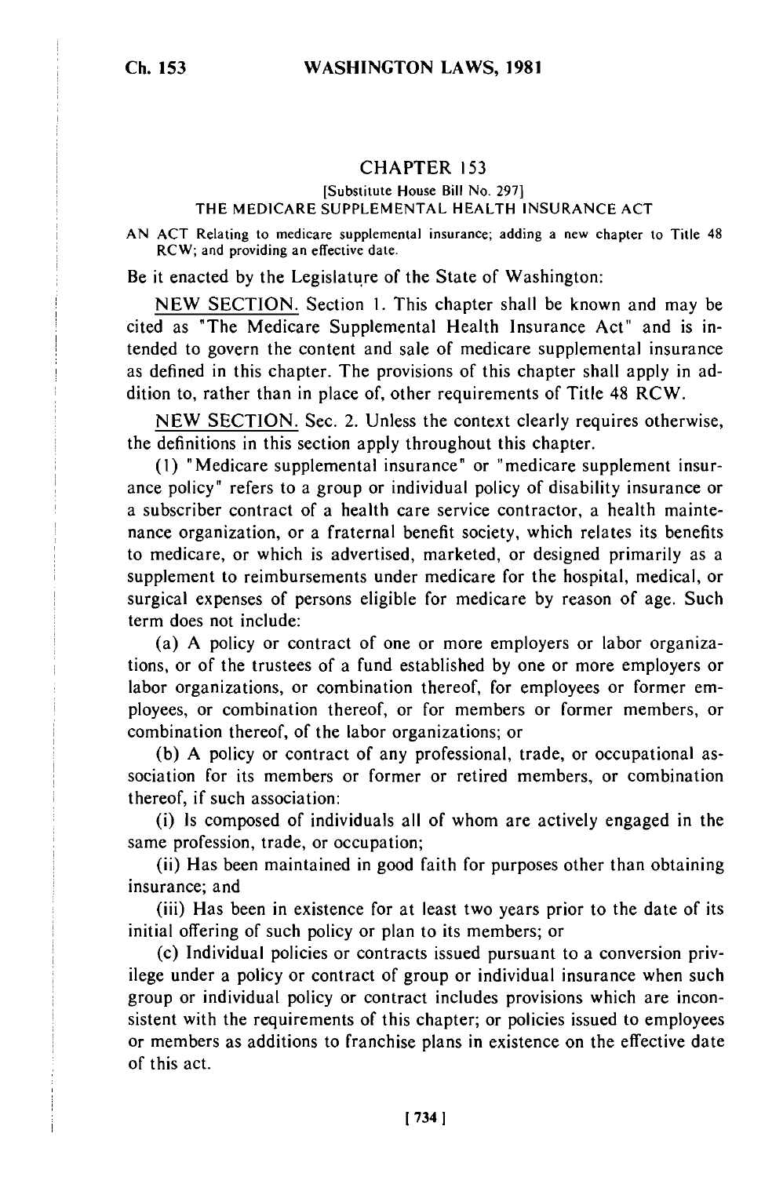# CHAPTER 153

[Substitute House Bill No. 297]

## THE MEDICARE SUPPLEMENTAL HEALTH INSURANCE ACT

AN ACT Relating to medicare supplemental insurance; adding a new chapter to Title 48 RCW; and providing an effective date.

Be it enacted by the Legislature of the State of Washington:

NEW SECTION. Section 1. This chapter shall be known and may be cited as "The Medicare Supplemental Health Insurance Act" and is intended to govern the content and sale of medicare supplemental insurance as defined in this chapter. The provisions of this chapter shall apply in addition to, rather than in place of, other requirements of Title 48 RCW.

NEW SECTION. Sec. 2. Unless the context clearly requires otherwise, the definitions in this section apply throughout this chapter.

(1) "Medicare supplemental insurance" or "medicare supplement insurance policy" refers to a group or individual policy of disability insurance or a subscriber contract of a health care service contractor, a health maintenance organization, or a fraternal benefit society, which relates its benefits to medicare, or which is advertised, marketed, or designed primarily as a supplement to reimbursements under medicare for the hospital, medical, or surgical expenses of persons eligible for medicare by reason of age. Such term does not include:

(a) A policy or contract of one or more employers or labor organizations, or of the trustees of a fund established by one or more employers or labor organizations, or combination thereof, for employees or former employees, or combination thereof, or for members or former members, or combination thereof, of the labor organizations; or

(b) A policy or contract of any professional, trade, or occupational association for its members or former or retired members, or combination thereof, if such association:

(i) Is composed of individuals all of whom are actively engaged in the same profession, trade, or occupation;

(ii) Has been maintained in good faith for purposes other than obtaining insurance; and

(iii) Has been in existence for at least two years prior to the date of its initial offering of such policy or plan to its members; or

(c) Individual policies or contracts issued pursuant to a conversion privilege under a policy or contract of group or individual insurance when such group or individual policy or contract includes provisions which are inconsistent with the requirements of this chapter; or policies issued to employees or members as additions to franchise plans in existence on the effective date of this act.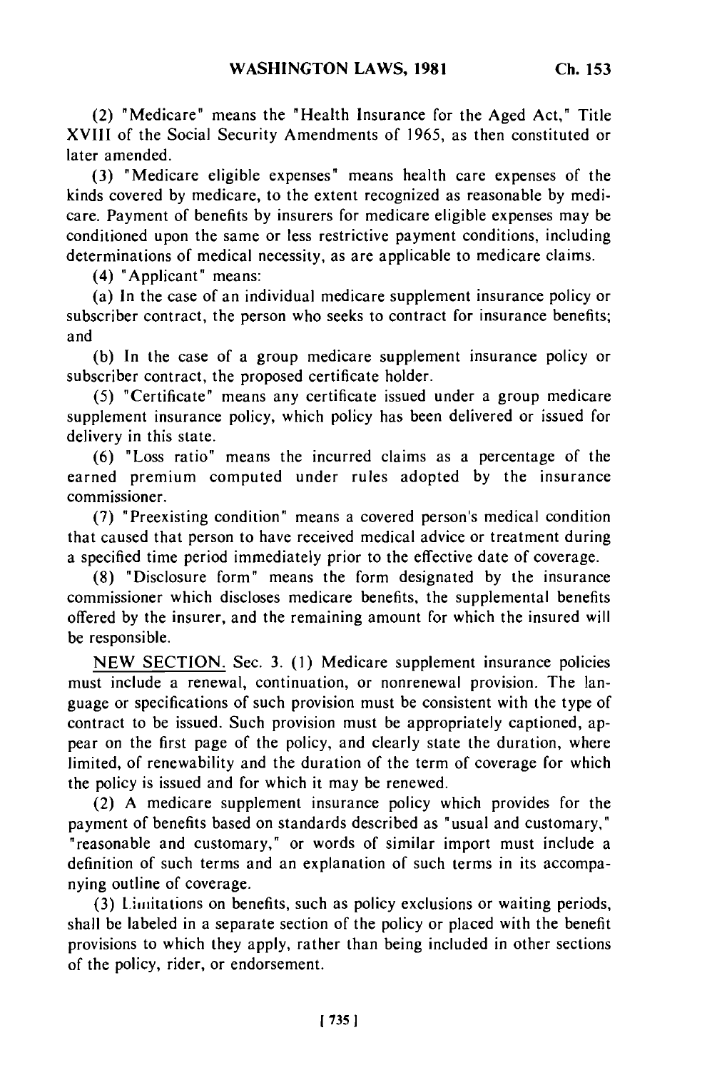(2) "Medicare" means the "Health Insurance for the Aged Act," Title XVIII of the Social Security Amendments of 1965, as then constituted or later amended.

(3) "Medicare eligible expenses" means health care expenses of the kinds covered by medicare, to the extent recognized as reasonable by medicare. Payment of benefits by insurers for medicare eligible expenses may be conditioned upon the same or less restrictive payment conditions, including determinations of medical necessity, as are applicable to medicare claims.

(4) "Applicant" means:

(a) In the case of an individual medicare supplement insurance policy or subscriber contract, the person who seeks to contract for insurance benefits; and

(b) In the case of a group medicare supplement insurance policy or subscriber contract, the proposed certificate holder.

(5) "Certificate" means any certificate issued under a group medicare supplement insurance policy, which policy has been delivered or issued for delivery in this state.

(6) "Loss ratio" means the incurred claims as a percentage of the earned premium computed under rules adopted by the insurance commissioner.

(7) "Preexisting condition" means a covered person's medical condition that caused that person to have received medical advice or treatment during a specified time period immediately prior to the effective date of coverage.

(8) "Disclosure form" means the form designated by the insurance commissioner which discloses medicare benefits, the supplemental benefits offered by the insurer, and the remaining amount for which the insured will be responsible.

NEW SECTION. Sec. 3. (1) Medicare supplement insurance policies must include a renewal, continuation, or nonrenewal provision. The language or specifications of such provision must be consistent with the type of contract to be issued. Such provision must be appropriately captioned, appear on the first page of the policy, and clearly state the duration, where limited, of renewability and the duration of the term of coverage for which the policy is issued and for which it may be renewed.

(2) A medicare supplement insurance policy which provides for the payment of benefits based on standards described as "usual and customary," "reasonable and customary," or words of similar import must include a definition of such terms and an explanation of such terms in its accompanying outline of coverage.

(3) Limitations on benefits, such as policy exclusions or waiting periods, shall be labeled in a separate section of the policy or placed with the benefit provisions to which they apply, rather than being included in other sections of the policy, rider, or endorsement.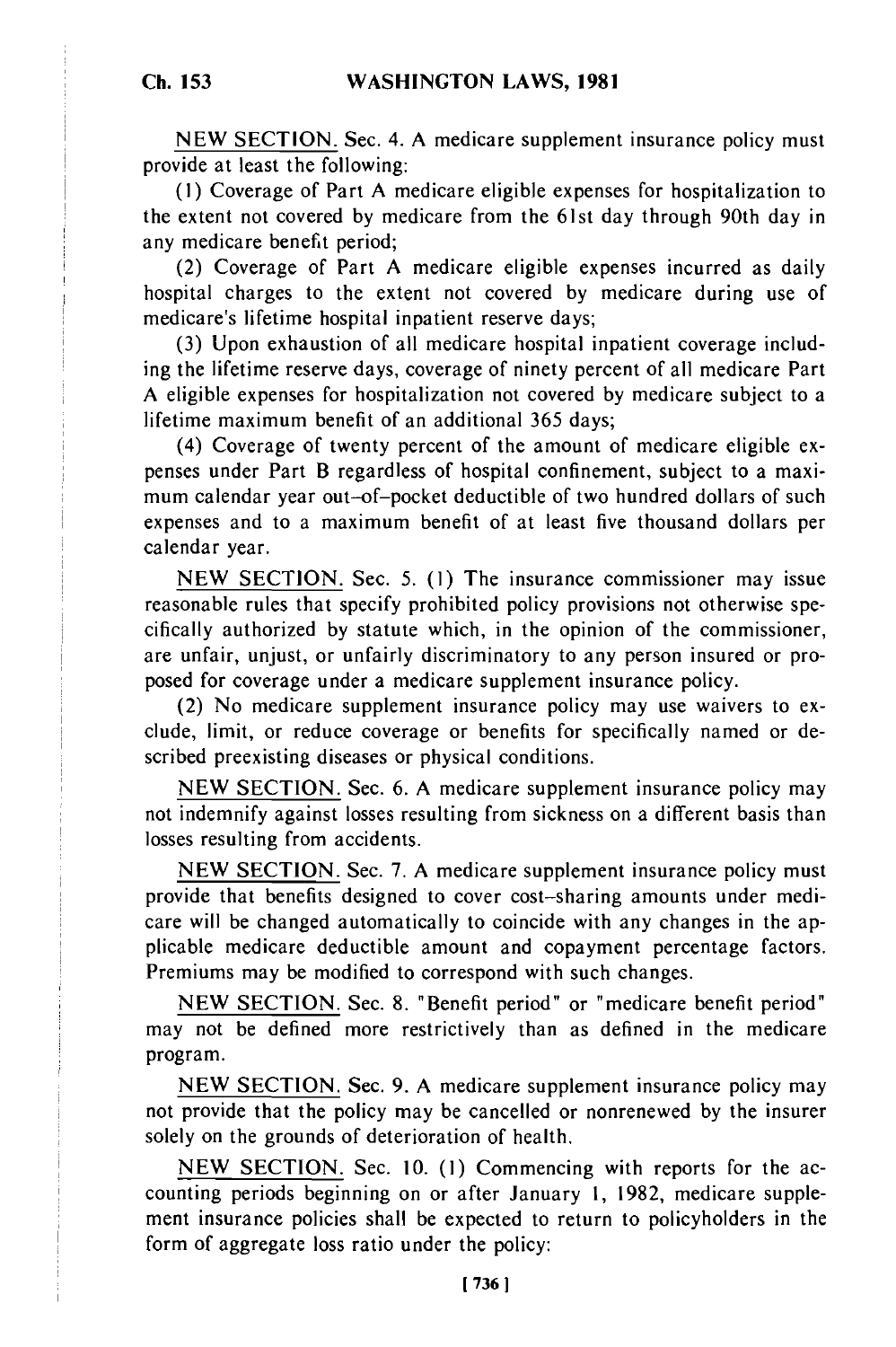NEW SECTION. Sec. 4. A medicare supplement insurance policy must provide at least the following:

(1) Coverage of Part A medicare eligible expenses for hospitalization to the extent not covered by medicare from the 61st day through 90th day in any medicare benefit period;

(2) Coverage of Part A medicare eligible expenses incurred as daily hospital charges to the extent not covered by medicare during use of medicare's lifetime hospital inpatient reserve days;

(3) Upon exhaustion of all medicare hospital inpatient coverage including the lifetime reserve days, coverage of ninety percent of all medicare Part A eligible expenses for hospitalization not covered by medicare subject to a lifetime maximum benefit of an additional 365 days;

(4) Coverage of twenty percent of the amount of medicare eligible expenses under Part B regardless of hospital confinement, subject to a maximum calendar year out-of-pocket deductible of two hundred dollars of such expenses and to a maximum benefit of at least five thousand dollars per calendar year.

NEW SECTION. Sec. 5. (1) The insurance commissioner may issue reasonable rules that specify prohibited policy provisions not otherwise specifically authorized by statute which, in the opinion of the commissioner, are unfair, unjust, or unfairly discriminatory to any person insured or proposed for coverage under a medicare supplement insurance policy.

(2) No medicare supplement insurance policy may use waivers to exclude, limit, or reduce coverage or benefits for specifically named or described preexisting diseases or physical conditions.

NEW SECTION. Sec. 6. A medicare supplement insurance policy may not indemnify against losses resulting from sickness on a different basis than losses resulting from accidents.

NEW SECTION. Sec. 7. A medicare supplement insurance policy must provide that benefits designed to cover cost-sharing amounts under medicare will be changed automatically to coincide with any changes in the applicable medicare deductible amount and copayment percentage factors. Premiums may be modified to correspond with such changes.

NEW SECTION. Sec. 8. "Benefit period" or "medicare benefit period" may not be defined more restrictively than as defined in the medicare program.

NEW SECTION. Sec. 9. A medicare supplement insurance policy may not provide that the policy may be cancelled or nonrenewed by the insurer solely on the grounds of deterioration of health.

NEW SECTION. Sec. 10. (1) Commencing with reports for the accounting periods beginning on or after January 1, 1982, medicare supplement insurance policies shall be expected to return to policyholders in the form of aggregate loss ratio under the policy: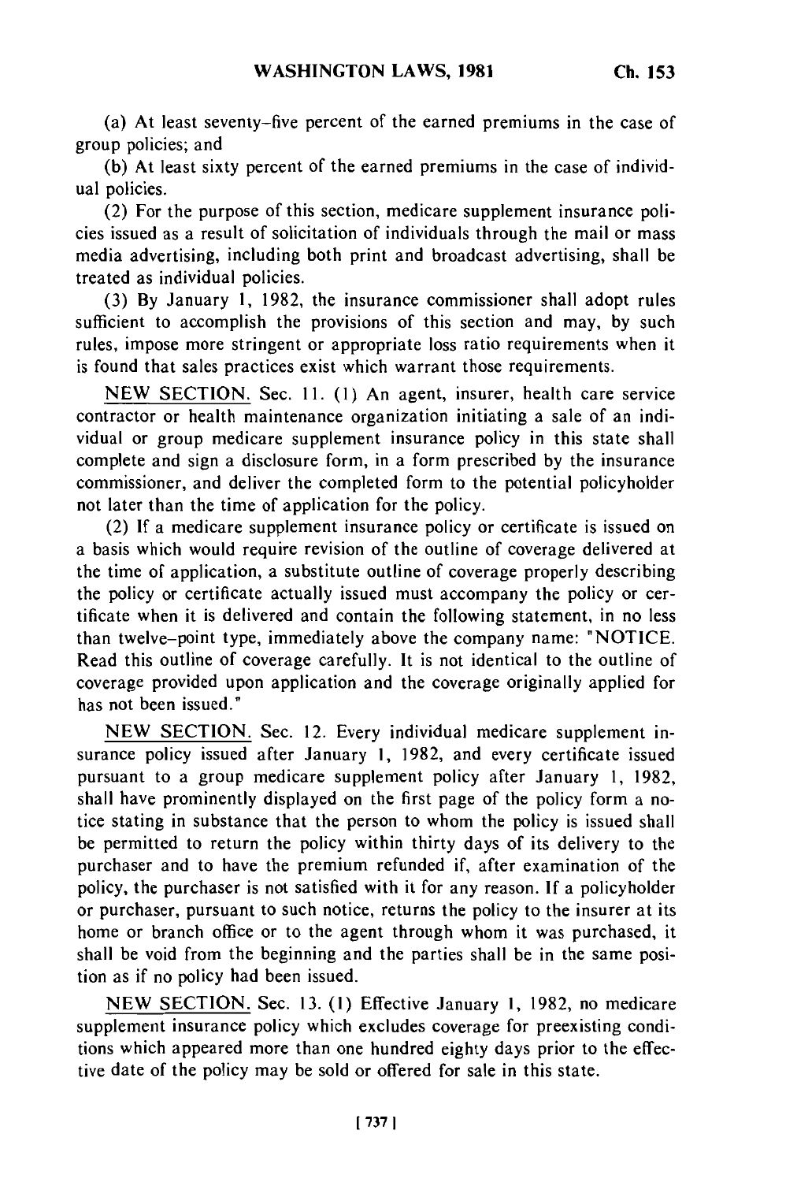(a) At least seventy-five percent of the earned premiums in the case of group policies; and

(b) At least sixty percent of the earned premiums in the case of individual policies.

(2) For the purpose of this section, medicare supplement insurance policies issued as a result of solicitation of individuals through the mail or mass media advertising, including both print and broadcast advertising, shall be treated as individual policies.

(3) By January 1, 1982, the insurance commissioner shall adopt rules sufficient to accomplish the provisions of this section and may, by such rules, impose more stringent or appropriate loss ratio requirements when it is found that sales practices exist which warrant those requirements.

NEW SECTION. Sec. 11. (1) An agent, insurer, health care service contractor or health maintenance organization initiating a sale of an individual or group medicare supplement insurance policy in this state shall complete and sign a disclosure form, in a form prescribed by the insurance commissioner, and deliver the completed form to the potential policyholder not later than the time of application for the policy.

(2) If a medicare supplement insurance policy or certificate is issued on a basis which would require revision of the outline of coverage delivered at the time of application, a substitute outline of coverage properly describing the policy or certificate actually issued must accompany the policy or certificate when it is delivered and contain the following statement, in no less than twelve-point type, immediately above the company name: "NOTICE. Read this outline of coverage carefully. It is not identical to the outline of coverage provided upon application and the coverage originally applied for has not been issued."

NEW SECTION. Sec. 12. Every individual medicare supplement insurance policy issued after January 1, 1982, and every certificate issued pursuant to a group medicare supplement policy after January 1, 1982, shall have prominently displayed on the first page of the policy form a notice stating in substance that the person to whom the policy is issued shall be permitted to return the policy within thirty days of its delivery to the purchaser and to have the premium refunded if, after examination of the policy, the purchaser is not satisfied with it for any reason. If a policyholder or purchaser, pursuant to such notice, returns the policy to the insurer at its home or branch office or to the agent through whom it was purchased, it shall be void from the beginning and the parties shall be in the same position as if no policy had been issued.

NEW SECTION. Sec. 13. (1) Effective January 1, 1982, no medicare supplement insurance policy which excludes coverage for preexisting conditions which appeared more than one hundred eighty days prior to the effective date of the policy may be sold or offered for sale in this state.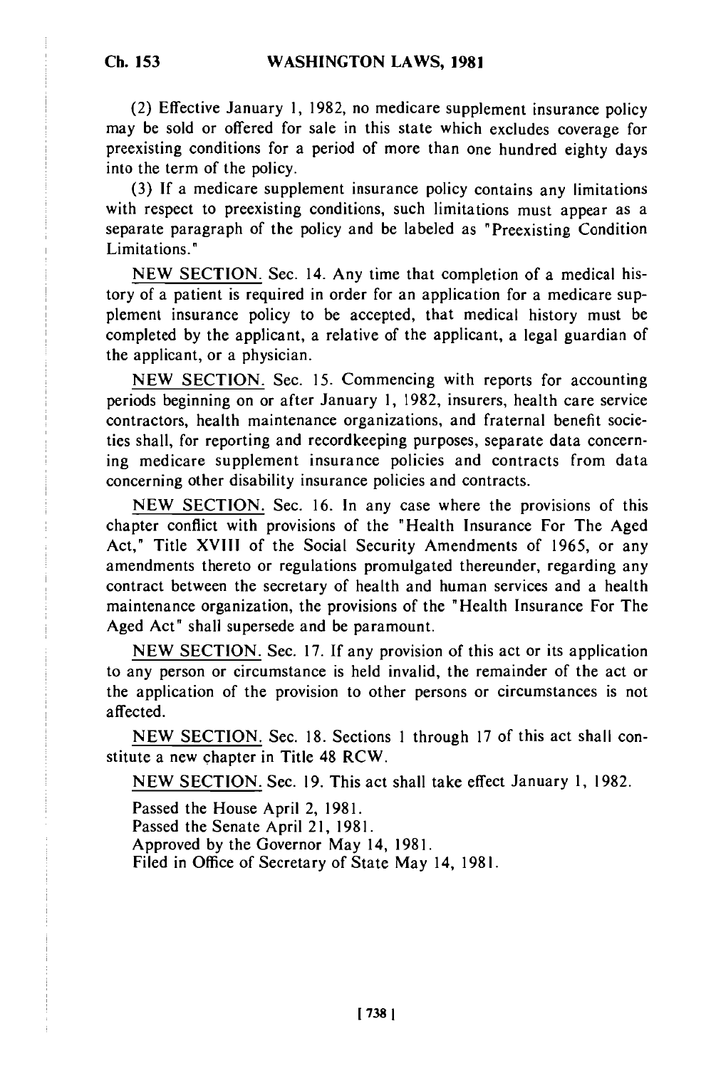(2) Effective January 1, 1982, no medicare supplement insurance policy may be sold or offered for sale in this state which excludes coverage for preexisting conditions for a period of more than one hundred eighty days into the term of the policy.

(3) If a medicare supplement insurance policy contains any limitations with respect to preexisting conditions, such limitations must appear as a separate paragraph of the policy and be labeled as "Preexisting Condition Limitations."

NEW SECTION. Sec. 14. Any time that completion of a medical history of a patient is required in order for an application for a medicare supplement insurance policy to be accepted, that medical history must be completed by the applicant, a relative of the applicant, a legal guardian of the applicant, or a physician.

NEW SECTION. Sec. 15. Commencing with reports for accounting periods beginning on or after January 1, 1982, insurers, health care service contractors, health maintenance organizations, and fraternal benefit societies shall, for reporting and recordkeeping purposes, separate data concerning medicare supplement insurance policies and contracts from data concerning other disability insurance policies and contracts.

NEW SECTION. Sec. 16. In any case where the provisions of this chapter conflict with provisions of the "Health Insurance For The Aged Act," Title XVIII of the Social Security Amendments of 1965, or any amendments thereto or regulations promulgated thereunder, regarding any contract between the secretary of health and human services and a health maintenance organization, the provisions of the "Health Insurance For The Aged Act" shall supersede and be paramount.

NEW SECTION. Sec. 17. If any provision of this act or its application to any person or circumstance is held invalid, the remainder of the act or the application of the provision to other persons or circumstances is not affected.

NEW SECTION. Sec. 18. Sections 1 through 17 of this act shall constitute a new chapter in Title 48 RCW.

NEW SECTION. Sec. 19. This act shall take effect January 1, 1982.

Passed the House April 2, 1981.
Passed the Senate April 21, 1981.
Approved by the Governor May 14, 1981.
Filed in Office of Secretary of State May 14, 1981.